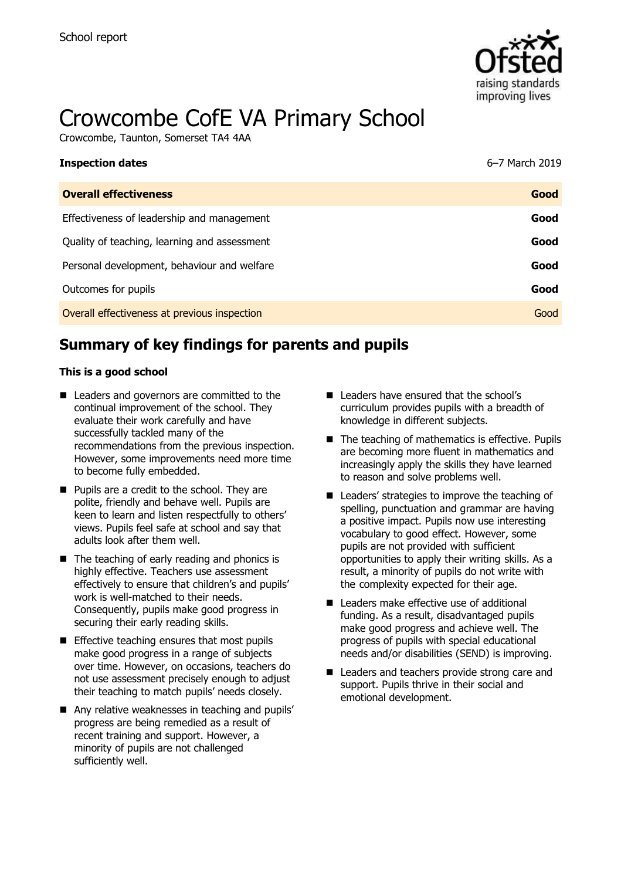School report

# Crowcombe CofE VA Primary School

Crowcombe, Taunton, Somerset TA4 4AA

| **Inspection dates** | 6–7 March 2019 |
| --- | --- |
| **Overall effectiveness** | **Good** |
| Effectiveness of leadership and management | **Good** |
| Quality of teaching, learning and assessment | **Good** |
| Personal development, behaviour and welfare | **Good** |
| Outcomes for pupils | **Good** |
| Overall effectiveness at previous inspection | Good |

## Summary of key findings for parents and pupils

**This is a good school**

- Leaders and governors are committed to the continual improvement of the school. They evaluate their work carefully and have successfully tackled many of the recommendations from the previous inspection. However, some improvements need more time to become fully embedded.
- Pupils are a credit to the school. They are polite, friendly and behave well. Pupils are keen to learn and listen respectfully to others' views. Pupils feel safe at school and say that adults look after them well.
- The teaching of early reading and phonics is highly effective. Teachers use assessment effectively to ensure that children's and pupils' work is well-matched to their needs. Consequently, pupils make good progress in securing their early reading skills.
- Effective teaching ensures that most pupils make good progress in a range of subjects over time. However, on occasions, teachers do not use assessment precisely enough to adjust their teaching to match pupils' needs closely.
- Any relative weaknesses in teaching and pupils' progress are being remedied as a result of recent training and support. However, a minority of pupils are not challenged sufficiently well.
- Leaders have ensured that the school's curriculum provides pupils with a breadth of knowledge in different subjects.
- The teaching of mathematics is effective. Pupils are becoming more fluent in mathematics and increasingly apply the skills they have learned to reason and solve problems well.
- Leaders' strategies to improve the teaching of spelling, punctuation and grammar are having a positive impact. Pupils now use interesting vocabulary to good effect. However, some pupils are not provided with sufficient opportunities to apply their writing skills. As a result, a minority of pupils do not write with the complexity expected for their age.
- Leaders make effective use of additional funding. As a result, disadvantaged pupils make good progress and achieve well. The progress of pupils with special educational needs and/or disabilities (SEND) is improving.
- Leaders and teachers provide strong care and support. Pupils thrive in their social and emotional development.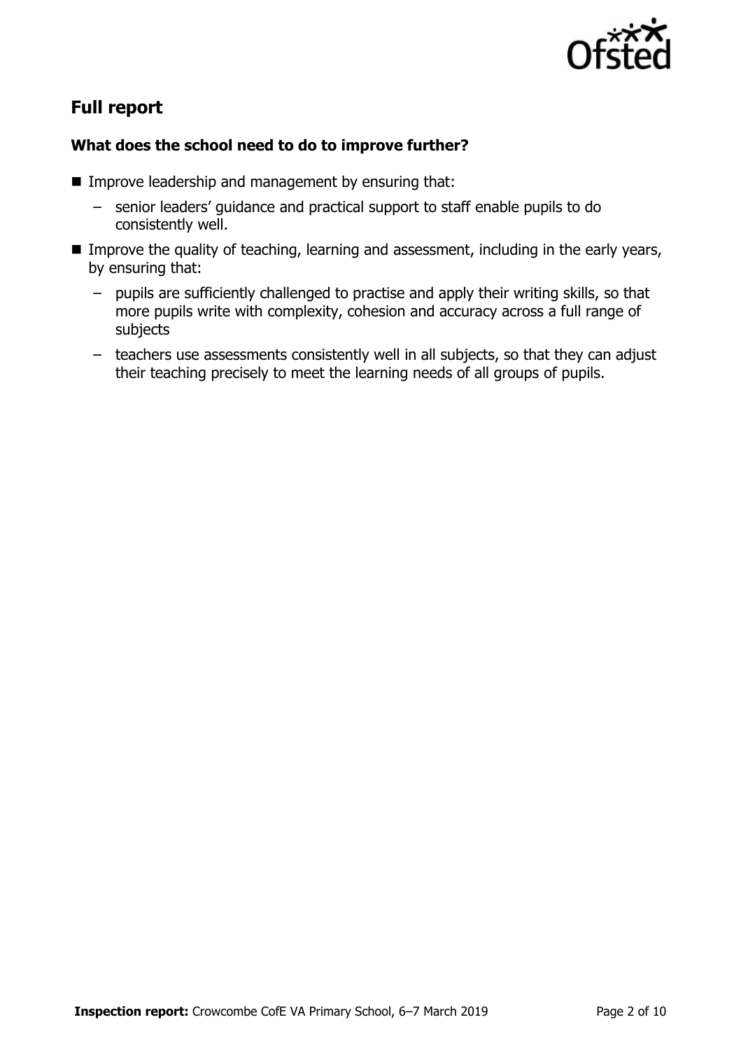## Full report

### What does the school need to do to improve further?

- Improve leadership and management by ensuring that:
  - senior leaders' guidance and practical support to staff enable pupils to do consistently well.
- Improve the quality of teaching, learning and assessment, including in the early years, by ensuring that:
  - pupils are sufficiently challenged to practise and apply their writing skills, so that more pupils write with complexity, cohesion and accuracy across a full range of subjects
  - teachers use assessments consistently well in all subjects, so that they can adjust their teaching precisely to meet the learning needs of all groups of pupils.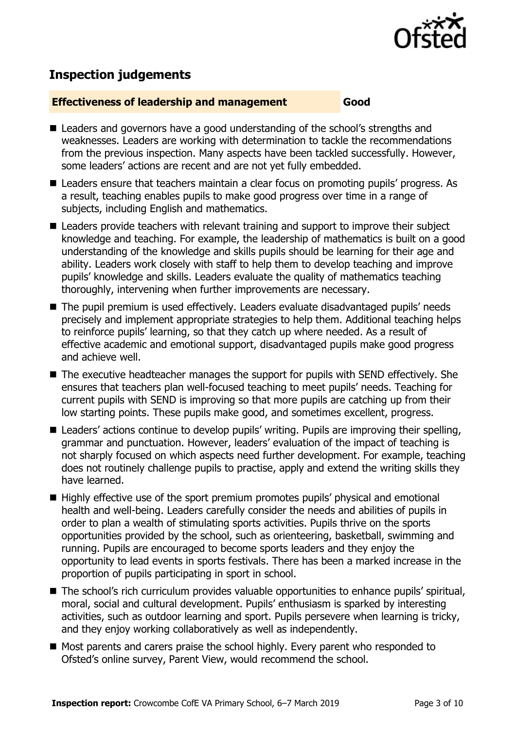## Inspection judgements

**Effectiveness of leadership and management** **Good**

- Leaders and governors have a good understanding of the school's strengths and weaknesses. Leaders are working with determination to tackle the recommendations from the previous inspection. Many aspects have been tackled successfully. However, some leaders' actions are recent and are not yet fully embedded.
- Leaders ensure that teachers maintain a clear focus on promoting pupils' progress. As a result, teaching enables pupils to make good progress over time in a range of subjects, including English and mathematics.
- Leaders provide teachers with relevant training and support to improve their subject knowledge and teaching. For example, the leadership of mathematics is built on a good understanding of the knowledge and skills pupils should be learning for their age and ability. Leaders work closely with staff to help them to develop teaching and improve pupils' knowledge and skills. Leaders evaluate the quality of mathematics teaching thoroughly, intervening when further improvements are necessary.
- The pupil premium is used effectively. Leaders evaluate disadvantaged pupils' needs precisely and implement appropriate strategies to help them. Additional teaching helps to reinforce pupils' learning, so that they catch up where needed. As a result of effective academic and emotional support, disadvantaged pupils make good progress and achieve well.
- The executive headteacher manages the support for pupils with SEND effectively. She ensures that teachers plan well-focused teaching to meet pupils' needs. Teaching for current pupils with SEND is improving so that more pupils are catching up from their low starting points. These pupils make good, and sometimes excellent, progress.
- Leaders' actions continue to develop pupils' writing. Pupils are improving their spelling, grammar and punctuation. However, leaders' evaluation of the impact of teaching is not sharply focused on which aspects need further development. For example, teaching does not routinely challenge pupils to practise, apply and extend the writing skills they have learned.
- Highly effective use of the sport premium promotes pupils' physical and emotional health and well-being. Leaders carefully consider the needs and abilities of pupils in order to plan a wealth of stimulating sports activities. Pupils thrive on the sports opportunities provided by the school, such as orienteering, basketball, swimming and running. Pupils are encouraged to become sports leaders and they enjoy the opportunity to lead events in sports festivals. There has been a marked increase in the proportion of pupils participating in sport in school.
- The school's rich curriculum provides valuable opportunities to enhance pupils' spiritual, moral, social and cultural development. Pupils' enthusiasm is sparked by interesting activities, such as outdoor learning and sport. Pupils persevere when learning is tricky, and they enjoy working collaboratively as well as independently.
- Most parents and carers praise the school highly. Every parent who responded to Ofsted's online survey, Parent View, would recommend the school.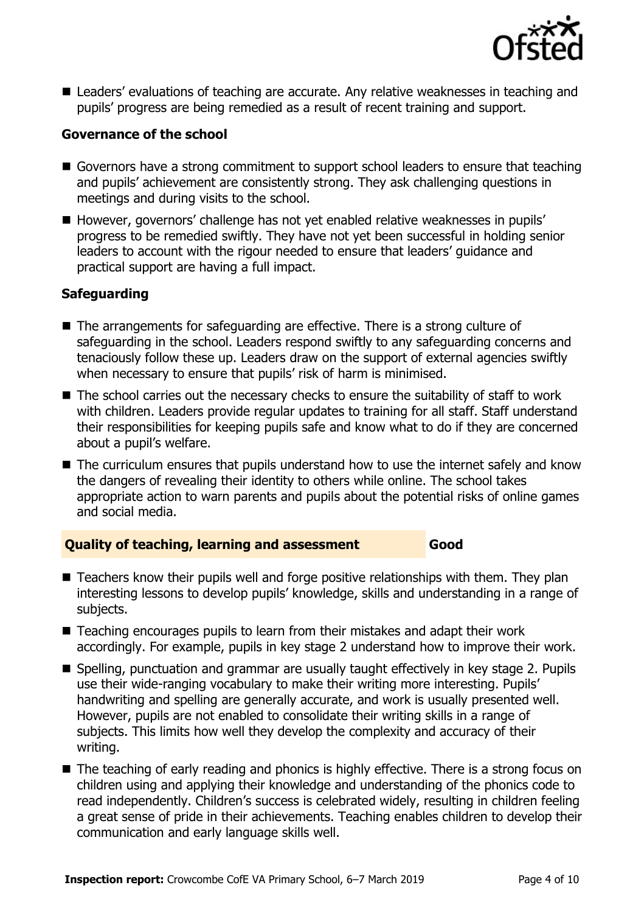- Leaders' evaluations of teaching are accurate. Any relative weaknesses in teaching and pupils' progress are being remedied as a result of recent training and support.

### Governance of the school

- Governors have a strong commitment to support school leaders to ensure that teaching and pupils' achievement are consistently strong. They ask challenging questions in meetings and during visits to the school.
- However, governors' challenge has not yet enabled relative weaknesses in pupils' progress to be remedied swiftly. They have not yet been successful in holding senior leaders to account with the rigour needed to ensure that leaders' guidance and practical support are having a full impact.

### Safeguarding

- The arrangements for safeguarding are effective. There is a strong culture of safeguarding in the school. Leaders respond swiftly to any safeguarding concerns and tenaciously follow these up. Leaders draw on the support of external agencies swiftly when necessary to ensure that pupils' risk of harm is minimised.
- The school carries out the necessary checks to ensure the suitability of staff to work with children. Leaders provide regular updates to training for all staff. Staff understand their responsibilities for keeping pupils safe and know what to do if they are concerned about a pupil's welfare.
- The curriculum ensures that pupils understand how to use the internet safely and know the dangers of revealing their identity to others while online. The school takes appropriate action to warn parents and pupils about the potential risks of online games and social media.

## Quality of teaching, learning and assessment — Good

- Teachers know their pupils well and forge positive relationships with them. They plan interesting lessons to develop pupils' knowledge, skills and understanding in a range of subjects.
- Teaching encourages pupils to learn from their mistakes and adapt their work accordingly. For example, pupils in key stage 2 understand how to improve their work.
- Spelling, punctuation and grammar are usually taught effectively in key stage 2. Pupils use their wide-ranging vocabulary to make their writing more interesting. Pupils' handwriting and spelling are generally accurate, and work is usually presented well. However, pupils are not enabled to consolidate their writing skills in a range of subjects. This limits how well they develop the complexity and accuracy of their writing.
- The teaching of early reading and phonics is highly effective. There is a strong focus on children using and applying their knowledge and understanding of the phonics code to read independently. Children's success is celebrated widely, resulting in children feeling a great sense of pride in their achievements. Teaching enables children to develop their communication and early language skills well.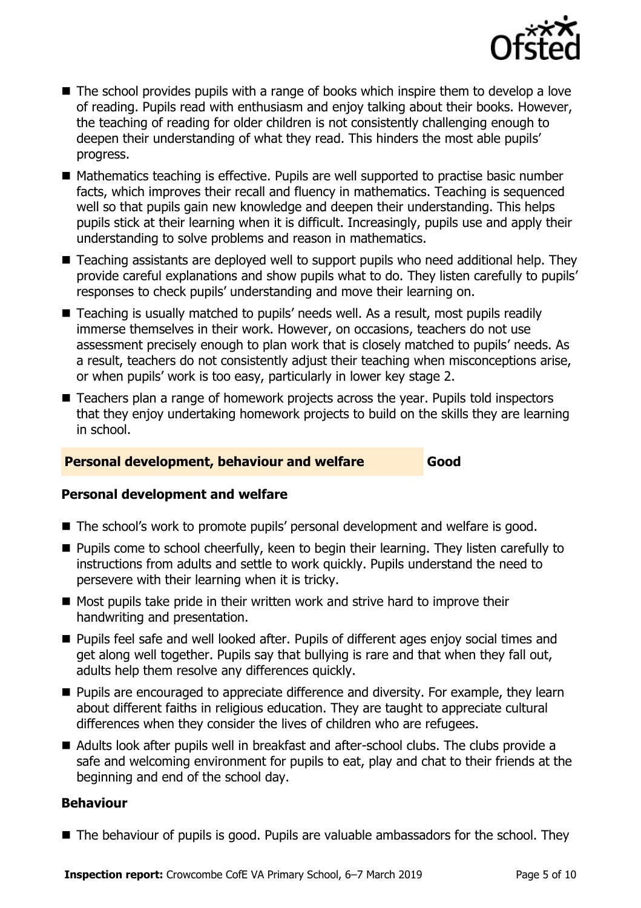- The school provides pupils with a range of books which inspire them to develop a love of reading. Pupils read with enthusiasm and enjoy talking about their books. However, the teaching of reading for older children is not consistently challenging enough to deepen their understanding of what they read. This hinders the most able pupils' progress.
- Mathematics teaching is effective. Pupils are well supported to practise basic number facts, which improves their recall and fluency in mathematics. Teaching is sequenced well so that pupils gain new knowledge and deepen their understanding. This helps pupils stick at their learning when it is difficult. Increasingly, pupils use and apply their understanding to solve problems and reason in mathematics.
- Teaching assistants are deployed well to support pupils who need additional help. They provide careful explanations and show pupils what to do. They listen carefully to pupils' responses to check pupils' understanding and move their learning on.
- Teaching is usually matched to pupils' needs well. As a result, most pupils readily immerse themselves in their work. However, on occasions, teachers do not use assessment precisely enough to plan work that is closely matched to pupils' needs. As a result, teachers do not consistently adjust their teaching when misconceptions arise, or when pupils' work is too easy, particularly in lower key stage 2.
- Teachers plan a range of homework projects across the year. Pupils told inspectors that they enjoy undertaking homework projects to build on the skills they are learning in school.

## Personal development, behaviour and welfare — Good

### Personal development and welfare

- The school's work to promote pupils' personal development and welfare is good.
- Pupils come to school cheerfully, keen to begin their learning. They listen carefully to instructions from adults and settle to work quickly. Pupils understand the need to persevere with their learning when it is tricky.
- Most pupils take pride in their written work and strive hard to improve their handwriting and presentation.
- Pupils feel safe and well looked after. Pupils of different ages enjoy social times and get along well together. Pupils say that bullying is rare and that when they fall out, adults help them resolve any differences quickly.
- Pupils are encouraged to appreciate difference and diversity. For example, they learn about different faiths in religious education. They are taught to appreciate cultural differences when they consider the lives of children who are refugees.
- Adults look after pupils well in breakfast and after-school clubs. The clubs provide a safe and welcoming environment for pupils to eat, play and chat to their friends at the beginning and end of the school day.

### Behaviour

- The behaviour of pupils is good. Pupils are valuable ambassadors for the school. They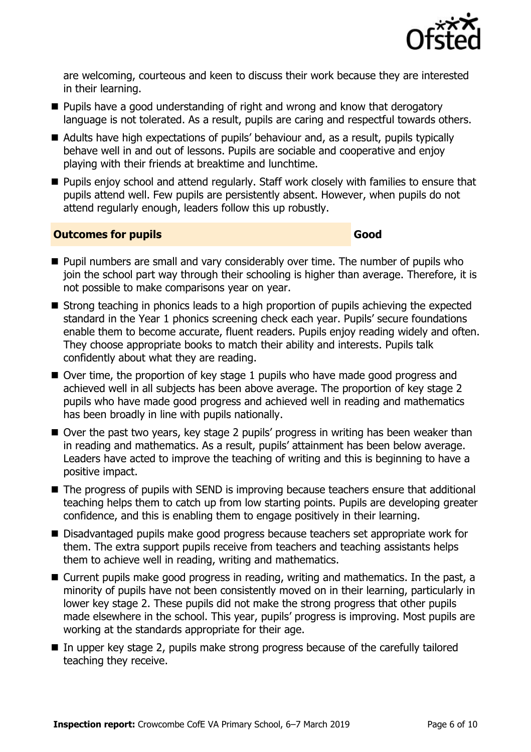are welcoming, courteous and keen to discuss their work because they are interested in their learning.

- Pupils have a good understanding of right and wrong and know that derogatory language is not tolerated. As a result, pupils are caring and respectful towards others.
- Adults have high expectations of pupils' behaviour and, as a result, pupils typically behave well in and out of lessons. Pupils are sociable and cooperative and enjoy playing with their friends at breaktime and lunchtime.
- Pupils enjoy school and attend regularly. Staff work closely with families to ensure that pupils attend well. Few pupils are persistently absent. However, when pupils do not attend regularly enough, leaders follow this up robustly.

## Outcomes for pupils — Good

- Pupil numbers are small and vary considerably over time. The number of pupils who join the school part way through their schooling is higher than average. Therefore, it is not possible to make comparisons year on year.
- Strong teaching in phonics leads to a high proportion of pupils achieving the expected standard in the Year 1 phonics screening check each year. Pupils' secure foundations enable them to become accurate, fluent readers. Pupils enjoy reading widely and often. They choose appropriate books to match their ability and interests. Pupils talk confidently about what they are reading.
- Over time, the proportion of key stage 1 pupils who have made good progress and achieved well in all subjects has been above average. The proportion of key stage 2 pupils who have made good progress and achieved well in reading and mathematics has been broadly in line with pupils nationally.
- Over the past two years, key stage 2 pupils' progress in writing has been weaker than in reading and mathematics. As a result, pupils' attainment has been below average. Leaders have acted to improve the teaching of writing and this is beginning to have a positive impact.
- The progress of pupils with SEND is improving because teachers ensure that additional teaching helps them to catch up from low starting points. Pupils are developing greater confidence, and this is enabling them to engage positively in their learning.
- Disadvantaged pupils make good progress because teachers set appropriate work for them. The extra support pupils receive from teachers and teaching assistants helps them to achieve well in reading, writing and mathematics.
- Current pupils make good progress in reading, writing and mathematics. In the past, a minority of pupils have not been consistently moved on in their learning, particularly in lower key stage 2. These pupils did not make the strong progress that other pupils made elsewhere in the school. This year, pupils' progress is improving. Most pupils are working at the standards appropriate for their age.
- In upper key stage 2, pupils make strong progress because of the carefully tailored teaching they receive.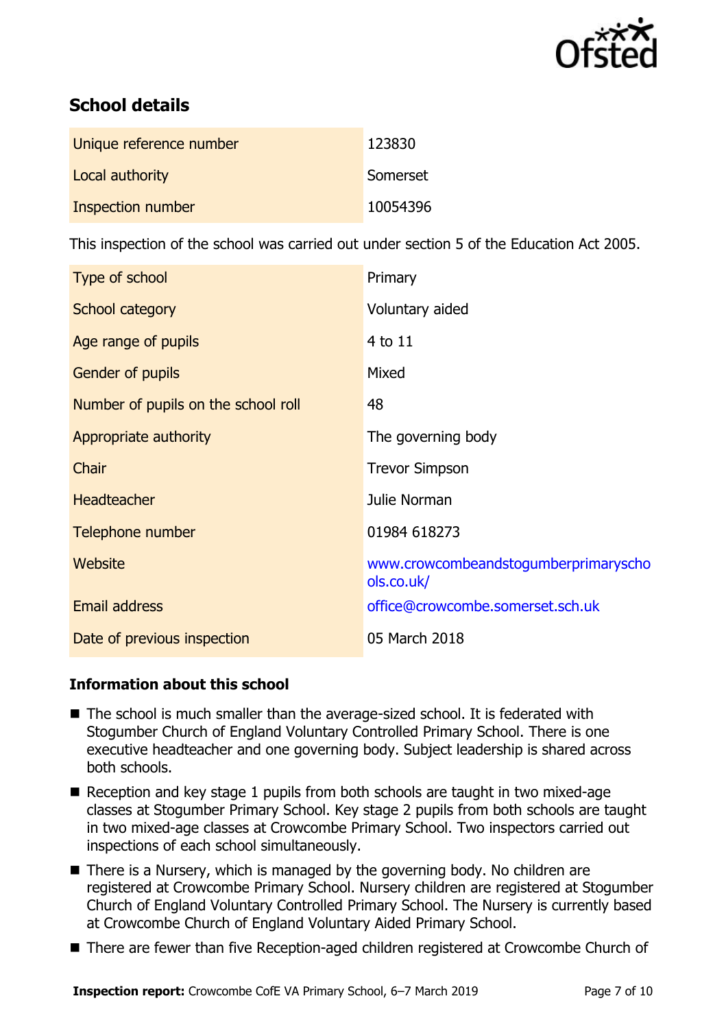## School details

| | |
|---|---|
| Unique reference number | 123830 |
| Local authority | Somerset |
| Inspection number | 10054396 |

This inspection of the school was carried out under section 5 of the Education Act 2005.

| | |
|---|---|
| Type of school | Primary |
| School category | Voluntary aided |
| Age range of pupils | 4 to 11 |
| Gender of pupils | Mixed |
| Number of pupils on the school roll | 48 |
| Appropriate authority | The governing body |
| Chair | Trevor Simpson |
| Headteacher | Julie Norman |
| Telephone number | 01984 618273 |
| Website | www.crowcombeandstogumberprimaryschools.co.uk/ |
| Email address | office@crowcombe.somerset.sch.uk |
| Date of previous inspection | 05 March 2018 |

### Information about this school

- The school is much smaller than the average-sized school. It is federated with Stogumber Church of England Voluntary Controlled Primary School. There is one executive headteacher and one governing body. Subject leadership is shared across both schools.
- Reception and key stage 1 pupils from both schools are taught in two mixed-age classes at Stogumber Primary School. Key stage 2 pupils from both schools are taught in two mixed-age classes at Crowcombe Primary School. Two inspectors carried out inspections of each school simultaneously.
- There is a Nursery, which is managed by the governing body. No children are registered at Crowcombe Primary School. Nursery children are registered at Stogumber Church of England Voluntary Controlled Primary School. The Nursery is currently based at Crowcombe Church of England Voluntary Aided Primary School.
- There are fewer than five Reception-aged children registered at Crowcombe Church of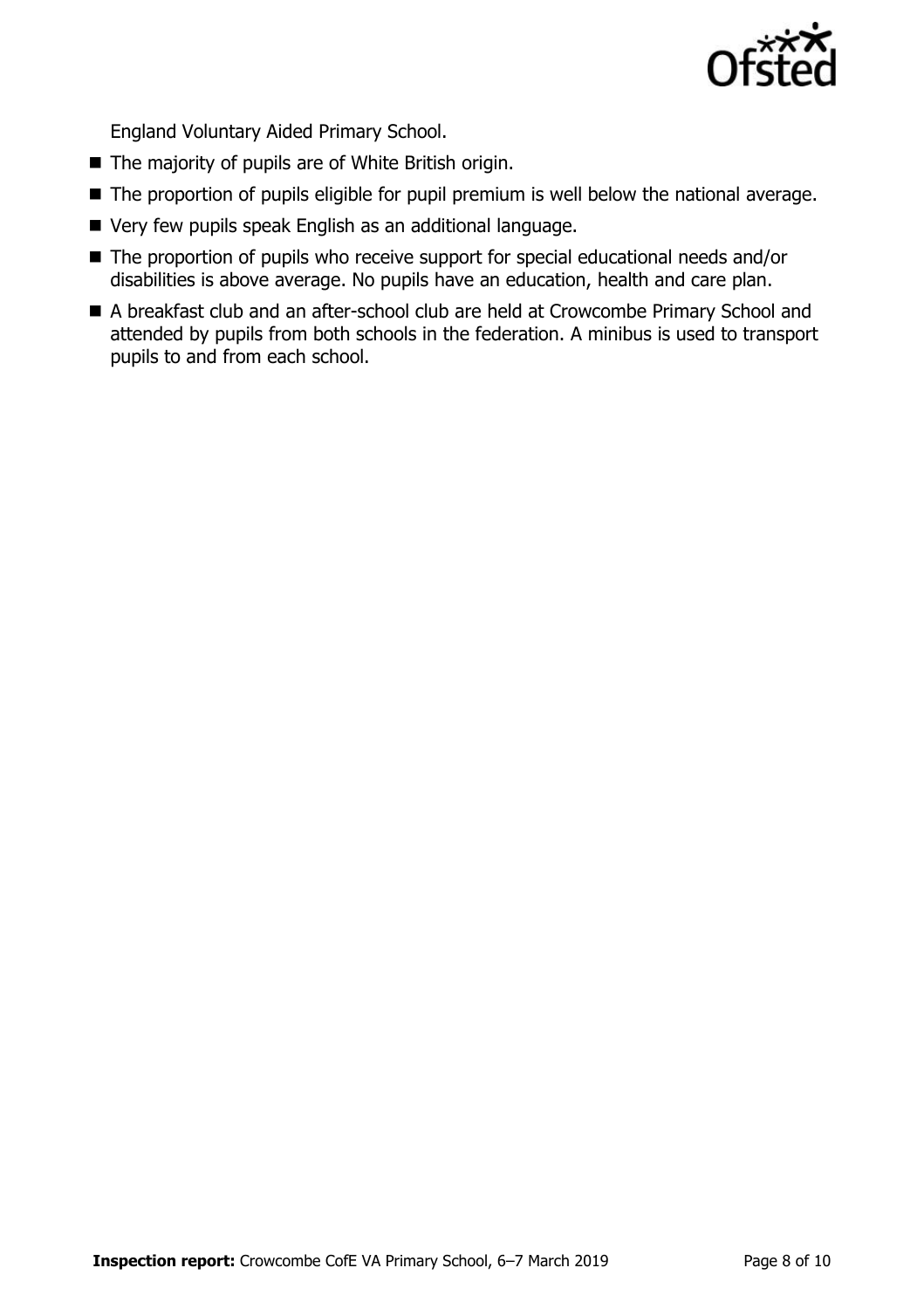England Voluntary Aided Primary School.

- The majority of pupils are of White British origin.
- The proportion of pupils eligible for pupil premium is well below the national average.
- Very few pupils speak English as an additional language.
- The proportion of pupils who receive support for special educational needs and/or disabilities is above average. No pupils have an education, health and care plan.
- A breakfast club and an after-school club are held at Crowcombe Primary School and attended by pupils from both schools in the federation. A minibus is used to transport pupils to and from each school.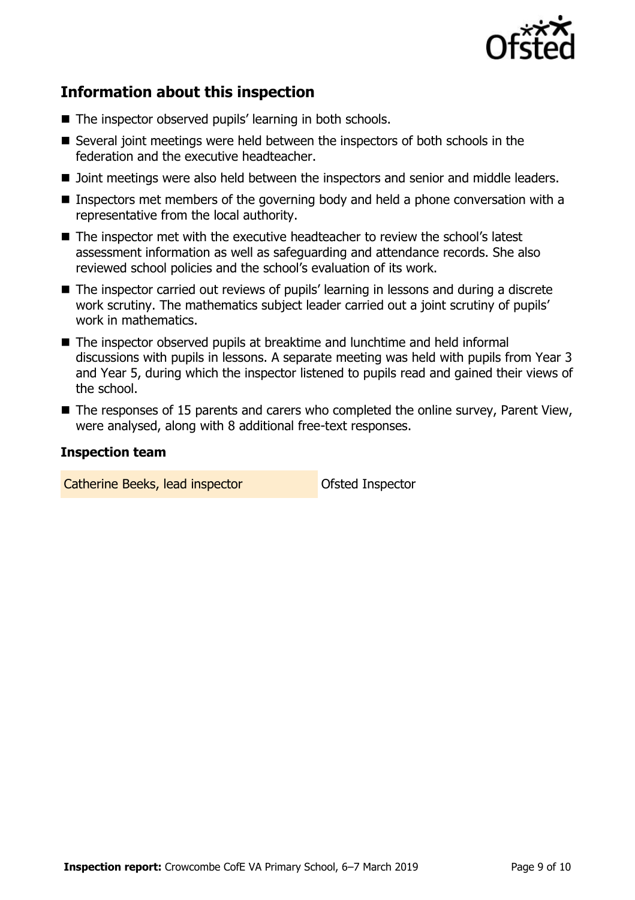## Information about this inspection

- The inspector observed pupils' learning in both schools.
- Several joint meetings were held between the inspectors of both schools in the federation and the executive headteacher.
- Joint meetings were also held between the inspectors and senior and middle leaders.
- Inspectors met members of the governing body and held a phone conversation with a representative from the local authority.
- The inspector met with the executive headteacher to review the school's latest assessment information as well as safeguarding and attendance records. She also reviewed school policies and the school's evaluation of its work.
- The inspector carried out reviews of pupils' learning in lessons and during a discrete work scrutiny. The mathematics subject leader carried out a joint scrutiny of pupils' work in mathematics.
- The inspector observed pupils at breaktime and lunchtime and held informal discussions with pupils in lessons. A separate meeting was held with pupils from Year 3 and Year 5, during which the inspector listened to pupils read and gained their views of the school.
- The responses of 15 parents and carers who completed the online survey, Parent View, were analysed, along with 8 additional free-text responses.

### Inspection team

| | |
|---|---|
| Catherine Beeks, lead inspector | Ofsted Inspector |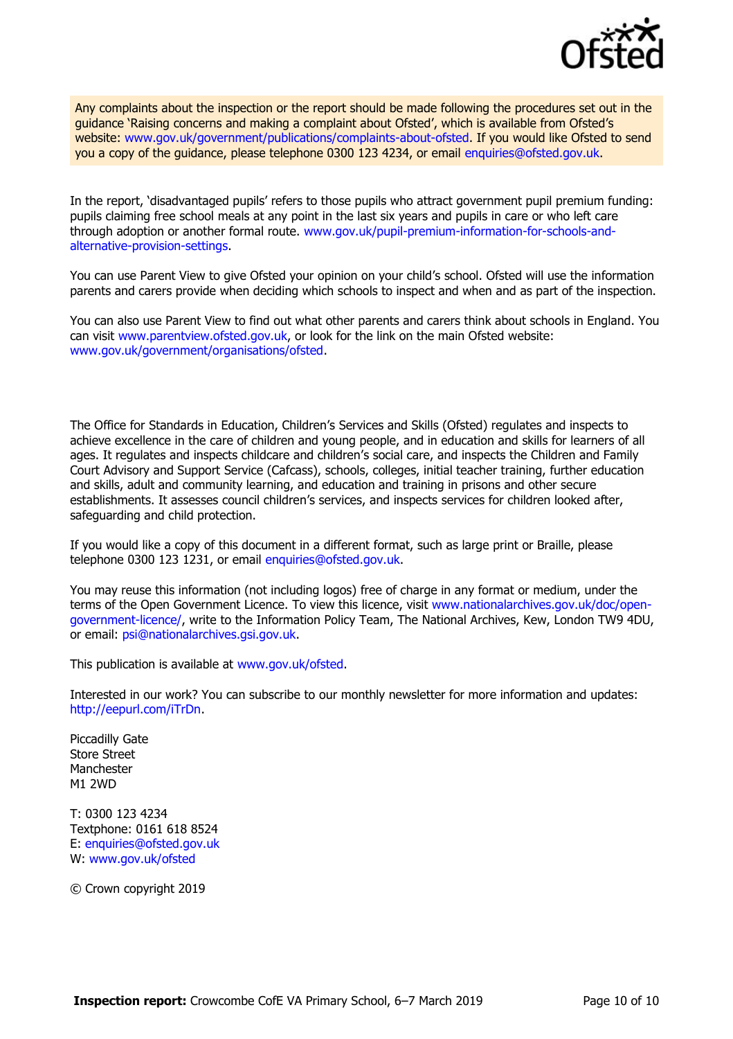Any complaints about the inspection or the report should be made following the procedures set out in the guidance 'Raising concerns and making a complaint about Ofsted', which is available from Ofsted's website: www.gov.uk/government/publications/complaints-about-ofsted. If you would like Ofsted to send you a copy of the guidance, please telephone 0300 123 4234, or email enquiries@ofsted.gov.uk.

In the report, 'disadvantaged pupils' refers to those pupils who attract government pupil premium funding: pupils claiming free school meals at any point in the last six years and pupils in care or who left care through adoption or another formal route. www.gov.uk/pupil-premium-information-for-schools-and-alternative-provision-settings.

You can use Parent View to give Ofsted your opinion on your child's school. Ofsted will use the information parents and carers provide when deciding which schools to inspect and when and as part of the inspection.

You can also use Parent View to find out what other parents and carers think about schools in England. You can visit www.parentview.ofsted.gov.uk, or look for the link on the main Ofsted website: www.gov.uk/government/organisations/ofsted.

The Office for Standards in Education, Children's Services and Skills (Ofsted) regulates and inspects to achieve excellence in the care of children and young people, and in education and skills for learners of all ages. It regulates and inspects childcare and children's social care, and inspects the Children and Family Court Advisory and Support Service (Cafcass), schools, colleges, initial teacher training, further education and skills, adult and community learning, and education and training in prisons and other secure establishments. It assesses council children's services, and inspects services for children looked after, safeguarding and child protection.

If you would like a copy of this document in a different format, such as large print or Braille, please telephone 0300 123 1231, or email enquiries@ofsted.gov.uk.

You may reuse this information (not including logos) free of charge in any format or medium, under the terms of the Open Government Licence. To view this licence, visit www.nationalarchives.gov.uk/doc/open-government-licence/, write to the Information Policy Team, The National Archives, Kew, London TW9 4DU, or email: psi@nationalarchives.gsi.gov.uk.

This publication is available at www.gov.uk/ofsted.

Interested in our work? You can subscribe to our monthly newsletter for more information and updates: http://eepurl.com/iTrDn.

Piccadilly Gate
Store Street
Manchester
M1 2WD

T: 0300 123 4234
Textphone: 0161 618 8524
E: enquiries@ofsted.gov.uk
W: www.gov.uk/ofsted

© Crown copyright 2019